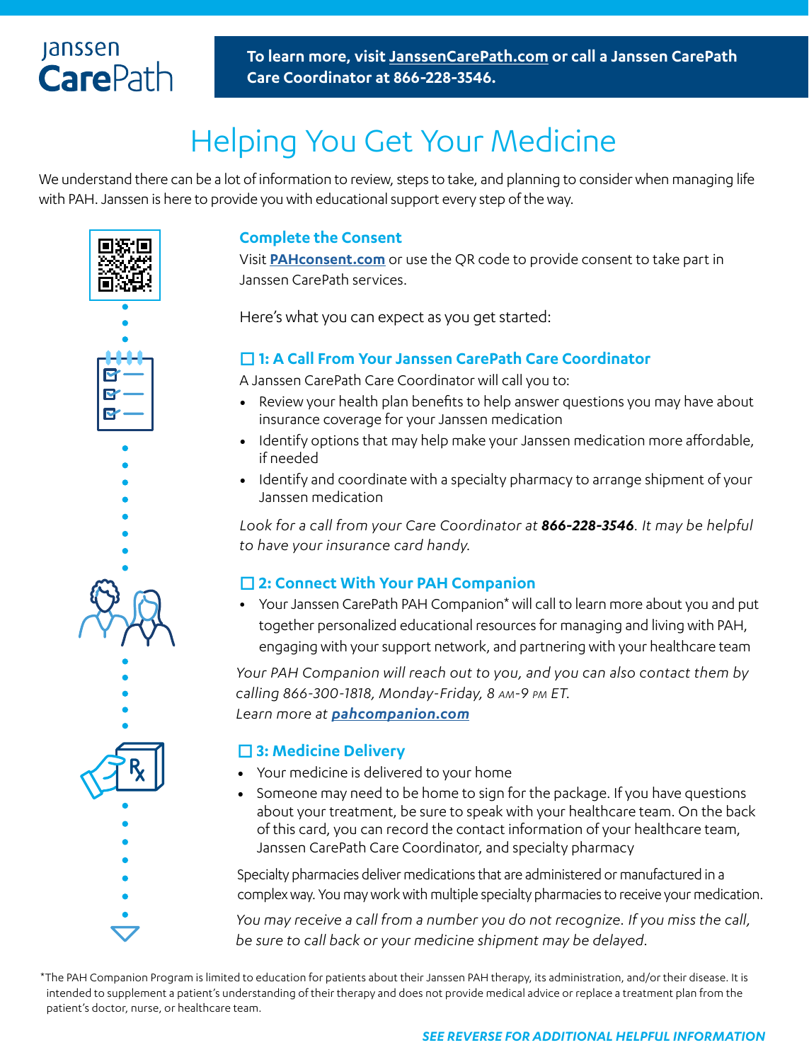janssen **CarePath**

**To learn more, visit JanssenCarePath.com or call a Janssen CarePath Care Coordinator at 866-228-3546.**

# Helping You Get Your Medicine

We understand there can be a lot of information to review, steps to take, and planning to consider when managing life with PAH. Janssen is here to provide you with educational support every step of the way.

## Complete the Consent

Visit **PAHconsent.com** or use the QR code to provide consent to take part in Janssen CarePath services.

Here's what you can expect as you get started:

### ☐ 1: A Call From Your Janssen CarePath Care Coordinator

A Janssen CarePath Care Coordinator will call you to:

- Review your health plan benefits to help answer questions you may have about insurance coverage for your Janssen medication
- Identify options that may help make your Janssen medication more affordable, if needed
- Identify and coordinate with a specialty pharmacy to arrange shipment of your Janssen medication

*Look for a call from your Care Coordinator at **866-228-3546**. It may be helpful to have your insurance card handy.*

### ☐ 2: Connect With Your PAH Companion

- Your Janssen CarePath PAH Companion* will call to learn more about you and put together personalized educational resources for managing and living with PAH, engaging with your support network, and partnering with your healthcare team

*Your PAH Companion will reach out to you, and you can also contact them by calling 866-300-1818, Monday-Friday, 8 AM-9 PM ET.*
*Learn more at **pahcompanion.com***

### ☐ 3: Medicine Delivery

- Your medicine is delivered to your home
- Someone may need to be home to sign for the package. If you have questions about your treatment, be sure to speak with your healthcare team. On the back of this card, you can record the contact information of your healthcare team, Janssen CarePath Care Coordinator, and specialty pharmacy

Specialty pharmacies deliver medications that are administered or manufactured in a complex way. You may work with multiple specialty pharmacies to receive your medication.

*You may receive a call from a number you do not recognize. If you miss the call, be sure to call back or your medicine shipment may be delayed.*

*The PAH Companion Program is limited to education for patients about their Janssen PAH therapy, its administration, and/or their disease. It is intended to supplement a patient's understanding of their therapy and does not provide medical advice or replace a treatment plan from the patient's doctor, nurse, or healthcare team.

***SEE REVERSE FOR ADDITIONAL HELPFUL INFORMATION***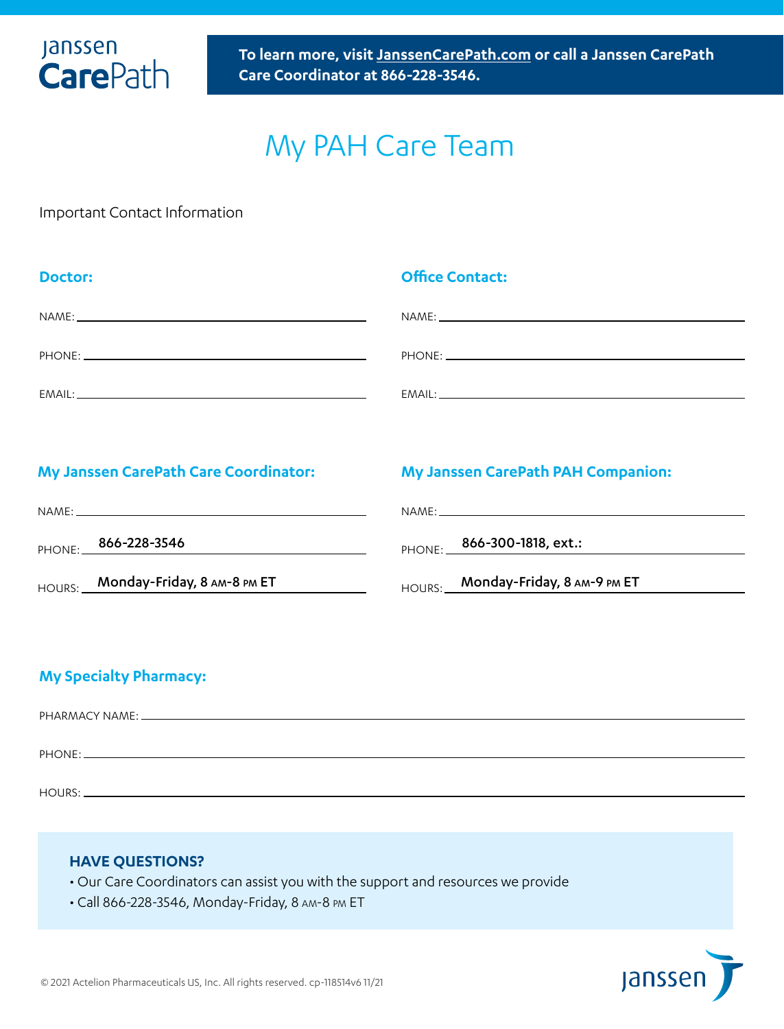Janssen CarePath

**To learn more, visit JanssenCarePath.com or call a Janssen CarePath Care Coordinator at 866-228-3546.**

# My PAH Care Team

Important Contact Information

### Doctor:

NAME: ______________________

PHONE: ______________________

EMAIL: ______________________

### Office Contact:

NAME: ______________________

PHONE: ______________________

EMAIL: ______________________

### My Janssen CarePath Care Coordinator:

NAME: ______________________

PHONE: 866-228-3546

HOURS: Monday-Friday, 8 AM-8 PM ET

### My Janssen CarePath PAH Companion:

NAME: ______________________

PHONE: 866-300-1818, ext.:

HOURS: Monday-Friday, 8 AM-9 PM ET

### My Specialty Pharmacy:

PHARMACY NAME: ______________________

PHONE: ______________________

HOURS: ______________________

**HAVE QUESTIONS?**

- Our Care Coordinators can assist you with the support and resources we provide
- Call 866-228-3546, Monday-Friday, 8 AM-8 PM ET

© 2021 Actelion Pharmaceuticals US, Inc. All rights reserved. cp-118514v6 11/21

janssen